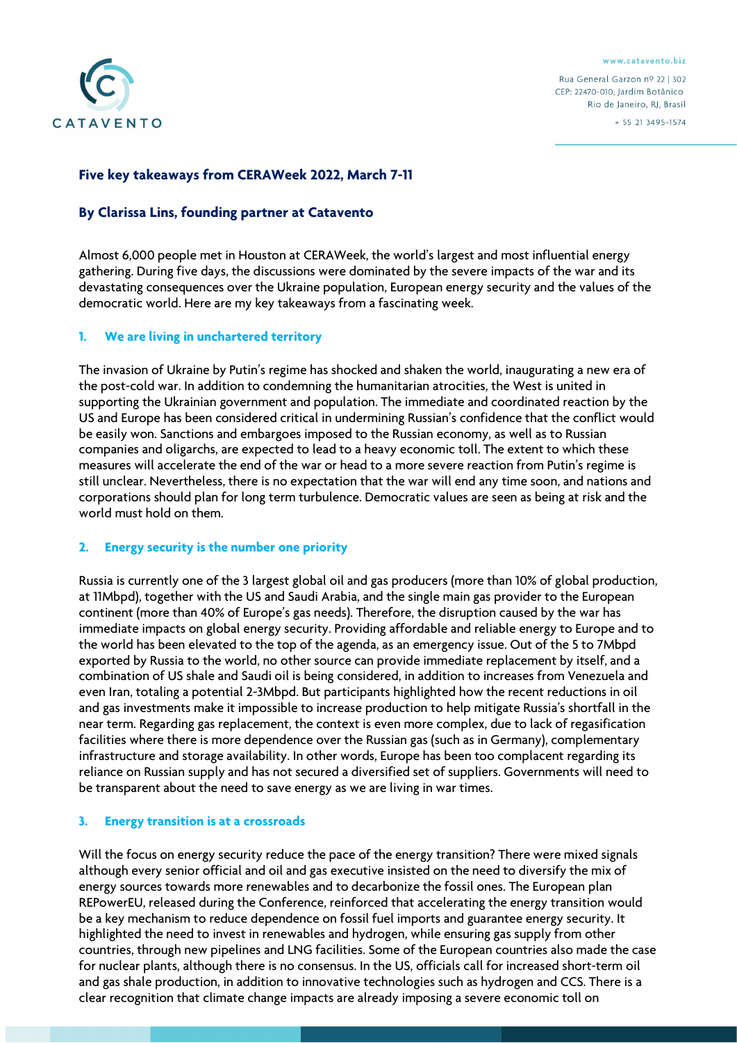CATAVENTO

www.catavento.biz

Rua General Garzon nº 22 | 302
CEP: 22470-010, Jardim Botânico
Rio de Janeiro, RJ, Brasil
+ 55 21 3495-1574

# Five key takeaways from CERAWeek 2022, March 7-11

## By Clarissa Lins, founding partner at Catavento

Almost 6,000 people met in Houston at CERAWeek, the world's largest and most influential energy gathering. During five days, the discussions were dominated by the severe impacts of the war and its devastating consequences over the Ukraine population, European energy security and the values of the democratic world. Here are my key takeaways from a fascinating week.

### 1. We are living in unchartered territory

The invasion of Ukraine by Putin's regime has shocked and shaken the world, inaugurating a new era of the post-cold war. In addition to condemning the humanitarian atrocities, the West is united in supporting the Ukrainian government and population. The immediate and coordinated reaction by the US and Europe has been considered critical in undermining Russian's confidence that the conflict would be easily won. Sanctions and embargoes imposed to the Russian economy, as well as to Russian companies and oligarchs, are expected to lead to a heavy economic toll. The extent to which these measures will accelerate the end of the war or head to a more severe reaction from Putin's regime is still unclear. Nevertheless, there is no expectation that the war will end any time soon, and nations and corporations should plan for long term turbulence. Democratic values are seen as being at risk and the world must hold on them.

### 2. Energy security is the number one priority

Russia is currently one of the 3 largest global oil and gas producers (more than 10% of global production, at 11Mbpd), together with the US and Saudi Arabia, and the single main gas provider to the European continent (more than 40% of Europe's gas needs). Therefore, the disruption caused by the war has immediate impacts on global energy security. Providing affordable and reliable energy to Europe and to the world has been elevated to the top of the agenda, as an emergency issue. Out of the 5 to 7Mbpd exported by Russia to the world, no other source can provide immediate replacement by itself, and a combination of US shale and Saudi oil is being considered, in addition to increases from Venezuela and even Iran, totaling a potential 2-3Mbpd. But participants highlighted how the recent reductions in oil and gas investments make it impossible to increase production to help mitigate Russia's shortfall in the near term. Regarding gas replacement, the context is even more complex, due to lack of regasification facilities where there is more dependence over the Russian gas (such as in Germany), complementary infrastructure and storage availability. In other words, Europe has been too complacent regarding its reliance on Russian supply and has not secured a diversified set of suppliers. Governments will need to be transparent about the need to save energy as we are living in war times.

### 3. Energy transition is at a crossroads

Will the focus on energy security reduce the pace of the energy transition? There were mixed signals although every senior official and oil and gas executive insisted on the need to diversify the mix of energy sources towards more renewables and to decarbonize the fossil ones. The European plan REPowerEU, released during the Conference, reinforced that accelerating the energy transition would be a key mechanism to reduce dependence on fossil fuel imports and guarantee energy security. It highlighted the need to invest in renewables and hydrogen, while ensuring gas supply from other countries, through new pipelines and LNG facilities. Some of the European countries also made the case for nuclear plants, although there is no consensus. In the US, officials call for increased short-term oil and gas shale production, in addition to innovative technologies such as hydrogen and CCS. There is a clear recognition that climate change impacts are already imposing a severe economic toll on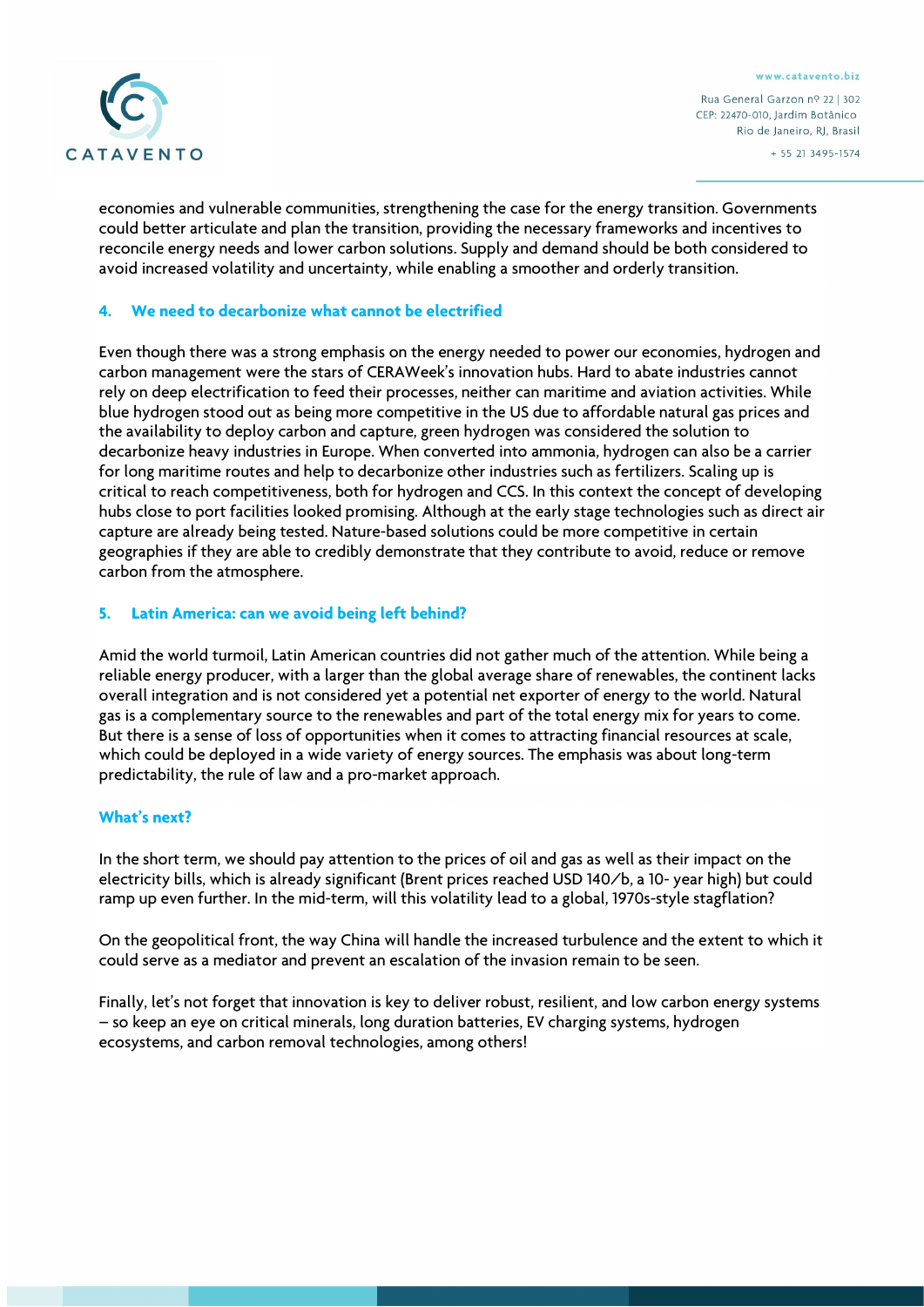economies and vulnerable communities, strengthening the case for the energy transition. Governments could better articulate and plan the transition, providing the necessary frameworks and incentives to reconcile energy needs and lower carbon solutions. Supply and demand should be both considered to avoid increased volatility and uncertainty, while enabling a smoother and orderly transition.

### 4. We need to decarbonize what cannot be electrified

Even though there was a strong emphasis on the energy needed to power our economies, hydrogen and carbon management were the stars of CERAWeek's innovation hubs. Hard to abate industries cannot rely on deep electrification to feed their processes, neither can maritime and aviation activities. While blue hydrogen stood out as being more competitive in the US due to affordable natural gas prices and the availability to deploy carbon and capture, green hydrogen was considered the solution to decarbonize heavy industries in Europe. When converted into ammonia, hydrogen can also be a carrier for long maritime routes and help to decarbonize other industries such as fertilizers. Scaling up is critical to reach competitiveness, both for hydrogen and CCS. In this context the concept of developing hubs close to port facilities looked promising. Although at the early stage technologies such as direct air capture are already being tested. Nature-based solutions could be more competitive in certain geographies if they are able to credibly demonstrate that they contribute to avoid, reduce or remove carbon from the atmosphere.

### 5. Latin America: can we avoid being left behind?

Amid the world turmoil, Latin American countries did not gather much of the attention. While being a reliable energy producer, with a larger than the global average share of renewables, the continent lacks overall integration and is not considered yet a potential net exporter of energy to the world. Natural gas is a complementary source to the renewables and part of the total energy mix for years to come. But there is a sense of loss of opportunities when it comes to attracting financial resources at scale, which could be deployed in a wide variety of energy sources. The emphasis was about long-term predictability, the rule of law and a pro-market approach.

### What's next?

In the short term, we should pay attention to the prices of oil and gas as well as their impact on the electricity bills, which is already significant (Brent prices reached USD 140/b, a 10- year high) but could ramp up even further. In the mid-term, will this volatility lead to a global, 1970s-style stagflation?

On the geopolitical front, the way China will handle the increased turbulence and the extent to which it could serve as a mediator and prevent an escalation of the invasion remain to be seen.

Finally, let's not forget that innovation is key to deliver robust, resilient, and low carbon energy systems – so keep an eye on critical minerals, long duration batteries, EV charging systems, hydrogen ecosystems, and carbon removal technologies, among others!